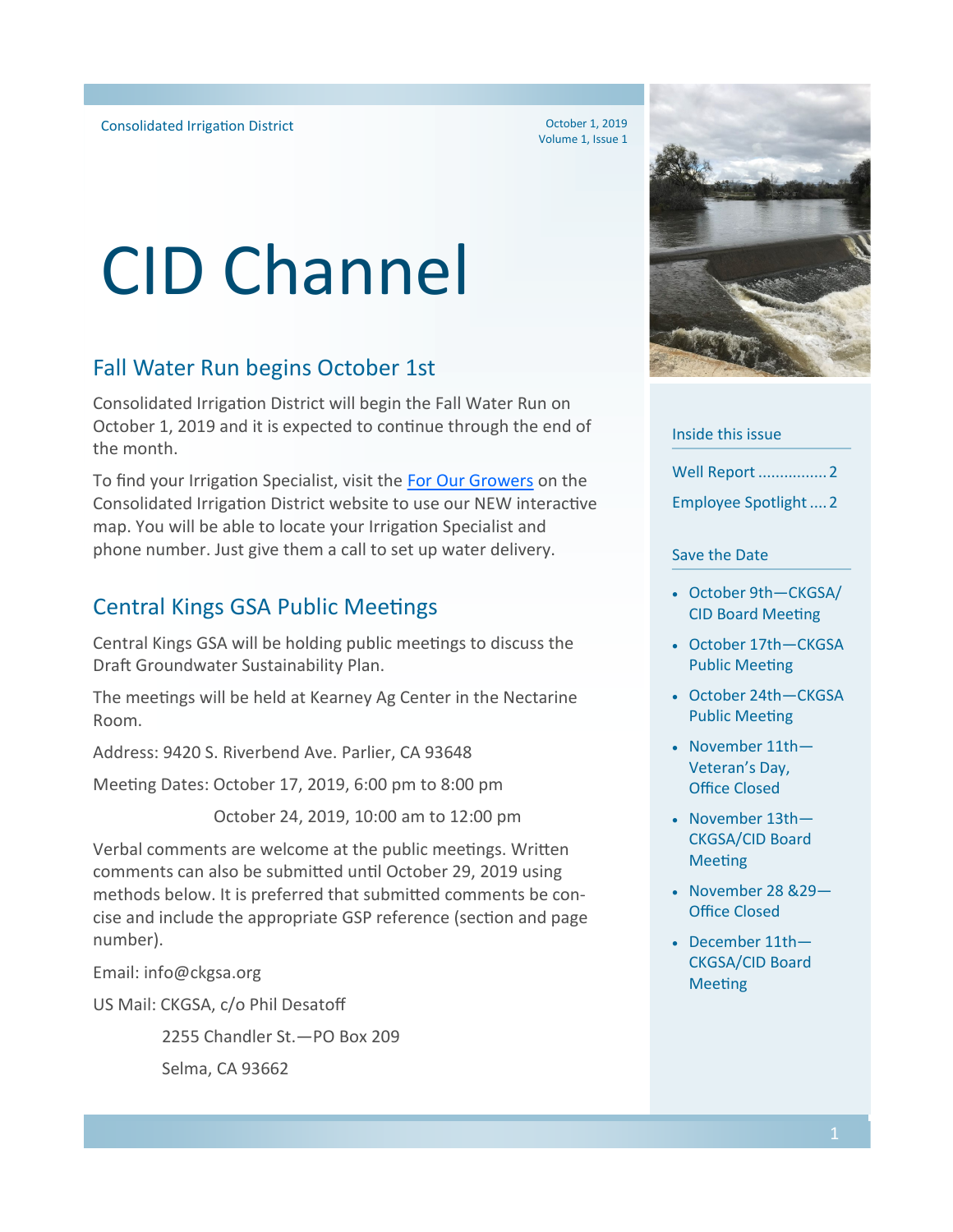Consolidated Irrigation District

October 1, 2019
Volume 1, Issue 1

# CID Channel

## Fall Water Run begins October 1st

Consolidated Irrigation District will begin the Fall Water Run on October 1, 2019 and it is expected to continue through the end of the month.

To find your Irrigation Specialist, visit the For Our Growers on the Consolidated Irrigation District website to use our NEW interactive map. You will be able to locate your Irrigation Specialist and phone number. Just give them a call to set up water delivery.

## Central Kings GSA Public Meetings

Central Kings GSA will be holding public meetings to discuss the Draft Groundwater Sustainability Plan.

The meetings will be held at Kearney Ag Center in the Nectarine Room.

Address: 9420 S. Riverbend Ave. Parlier, CA 93648

Meeting Dates: October 17, 2019, 6:00 pm to 8:00 pm

October 24, 2019, 10:00 am to 12:00 pm

Verbal comments are welcome at the public meetings. Written comments can also be submitted until October 29, 2019 using methods below. It is preferred that submitted comments be concise and include the appropriate GSP reference (section and page number).

Email: info@ckgsa.org

US Mail: CKGSA, c/o Phil Desatoff

2255 Chandler St.—PO Box 209

Selma, CA 93662

### Inside this issue

Well Report ................ 2

Employee Spotlight .... 2

### Save the Date

- October 9th—CKGSA/CID Board Meeting
- October 17th—CKGSA Public Meeting
- October 24th—CKGSA Public Meeting
- November 11th—Veteran's Day, Office Closed
- November 13th—CKGSA/CID Board Meeting
- November 28 &29—Office Closed
- December 11th—CKGSA/CID Board Meeting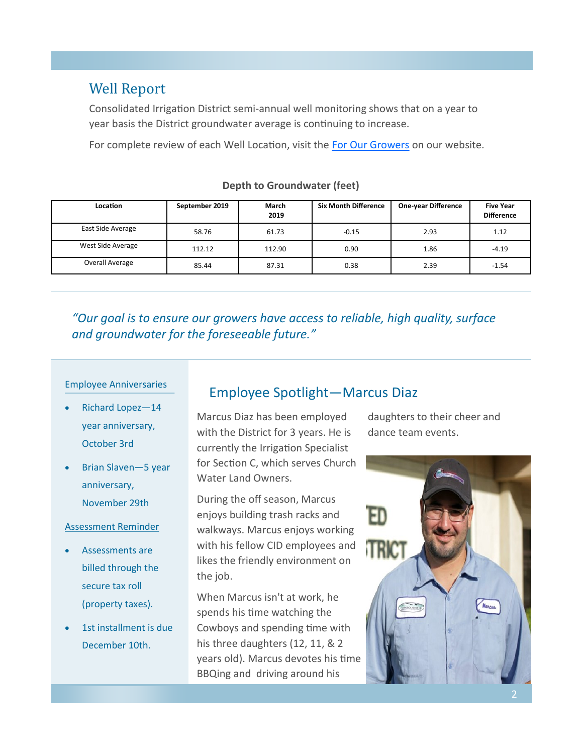## Well Report

Consolidated Irrigation District semi-annual well monitoring shows that on a year to year basis the District groundwater average is continuing to increase.

For complete review of each Well Location, visit the For Our Growers on our website.

**Depth to Groundwater (feet)**

| Location | September 2019 | March 2019 | Six Month Difference | One-year Difference | Five Year Difference |
|---|---|---|---|---|---|
| East Side Average | 58.76 | 61.73 | -0.15 | 2.93 | 1.12 |
| West Side Average | 112.12 | 112.90 | 0.90 | 1.86 | -4.19 |
| Overall Average | 85.44 | 87.31 | 0.38 | 2.39 | -1.54 |

*"Our goal is to ensure our growers have access to reliable, high quality, surface and groundwater for the foreseeable future."*

### Employee Anniversaries

- Richard Lopez—14 year anniversary, October 3rd
- Brian Slaven—5 year anniversary, November 29th

### Assessment Reminder

- Assessments are billed through the secure tax roll (property taxes).
- 1st installment is due December 10th.

## Employee Spotlight—Marcus Diaz

Marcus Diaz has been employed with the District for 3 years. He is currently the Irrigation Specialist for Section C, which serves Church Water Land Owners.

During the off season, Marcus enjoys building trash racks and walkways. Marcus enjoys working with his fellow CID employees and likes the friendly environment on the job.

When Marcus isn't at work, he spends his time watching the Cowboys and spending time with his three daughters (12, 11, & 2 years old). Marcus devotes his time BBQing and driving around his daughters to their cheer and dance team events.